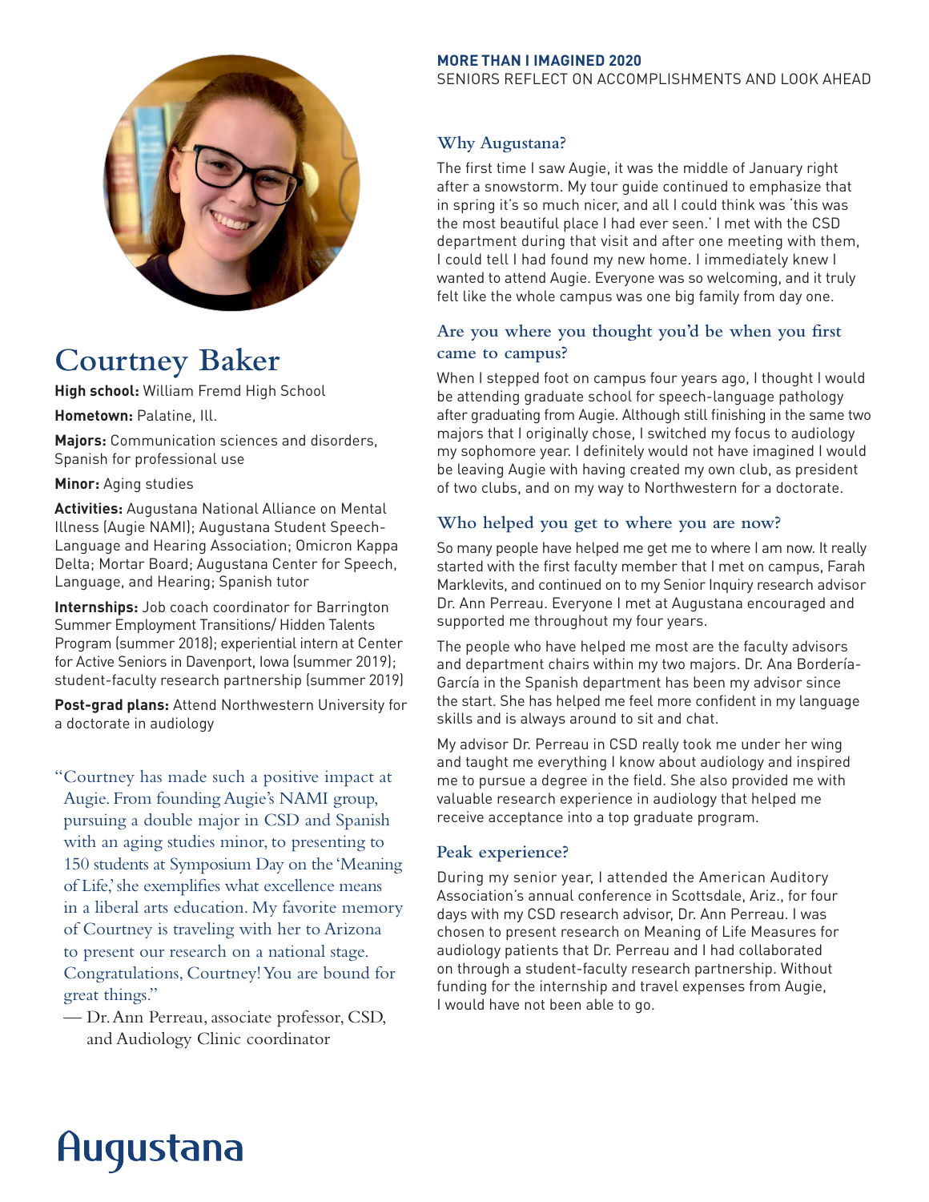**MORE THAN I IMAGINED 2020**
SENIORS REFLECT ON ACCOMPLISHMENTS AND LOOK AHEAD

# Courtney Baker

**High school:** William Fremd High School

**Hometown:** Palatine, Ill.

**Majors:** Communication sciences and disorders, Spanish for professional use

**Minor:** Aging studies

**Activities:** Augustana National Alliance on Mental Illness (Augie NAMI); Augustana Student Speech-Language and Hearing Association; Omicron Kappa Delta; Mortar Board; Augustana Center for Speech, Language, and Hearing; Spanish tutor

**Internships:** Job coach coordinator for Barrington Summer Employment Transitions/ Hidden Talents Program (summer 2018); experiential intern at Center for Active Seniors in Davenport, Iowa (summer 2019); student-faculty research partnership (summer 2019)

**Post-grad plans:** Attend Northwestern University for a doctorate in audiology

"Courtney has made such a positive impact at Augie. From founding Augie's NAMI group, pursuing a double major in CSD and Spanish with an aging studies minor, to presenting to 150 students at Symposium Day on the 'Meaning of Life,' she exemplifies what excellence means in a liberal arts education. My favorite memory of Courtney is traveling with her to Arizona to present our research on a national stage. Congratulations, Courtney! You are bound for great things."

— Dr. Ann Perreau, associate professor, CSD, and Audiology Clinic coordinator

## Why Augustana?

The first time I saw Augie, it was the middle of January right after a snowstorm. My tour guide continued to emphasize that in spring it's so much nicer, and all I could think was 'this was the most beautiful place I had ever seen.' I met with the CSD department during that visit and after one meeting with them, I could tell I had found my new home. I immediately knew I wanted to attend Augie. Everyone was so welcoming, and it truly felt like the whole campus was one big family from day one.

## Are you where you thought you'd be when you first came to campus?

When I stepped foot on campus four years ago, I thought I would be attending graduate school for speech-language pathology after graduating from Augie. Although still finishing in the same two majors that I originally chose, I switched my focus to audiology my sophomore year. I definitely would not have imagined I would be leaving Augie with having created my own club, as president of two clubs, and on my way to Northwestern for a doctorate.

## Who helped you get to where you are now?

So many people have helped me get me to where I am now. It really started with the first faculty member that I met on campus, Farah Marklevits, and continued on to my Senior Inquiry research advisor Dr. Ann Perreau. Everyone I met at Augustana encouraged and supported me throughout my four years.

The people who have helped me most are the faculty advisors and department chairs within my two majors. Dr. Ana Bordería-García in the Spanish department has been my advisor since the start. She has helped me feel more confident in my language skills and is always around to sit and chat.

My advisor Dr. Perreau in CSD really took me under her wing and taught me everything I know about audiology and inspired me to pursue a degree in the field. She also provided me with valuable research experience in audiology that helped me receive acceptance into a top graduate program.

## Peak experience?

During my senior year, I attended the American Auditory Association's annual conference in Scottsdale, Ariz., for four days with my CSD research advisor, Dr. Ann Perreau. I was chosen to present research on Meaning of Life Measures for audiology patients that Dr. Perreau and I had collaborated on through a student-faculty research partnership. Without funding for the internship and travel expenses from Augie, I would have not been able to go.

Augustana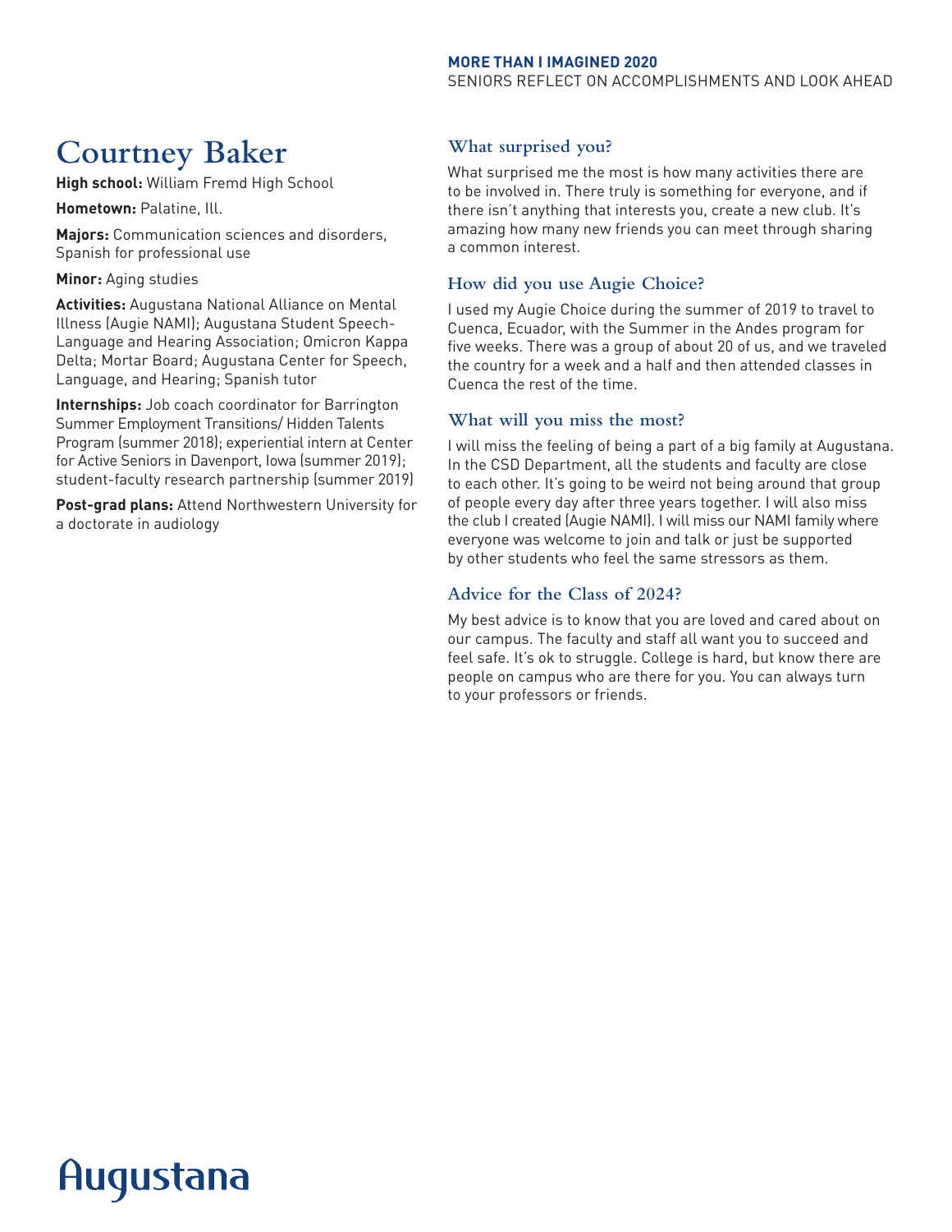# Courtney Baker

**High school:** William Fremd High School

**Hometown:** Palatine, Ill.

**Majors:** Communication sciences and disorders, Spanish for professional use

**Minor:** Aging studies

**Activities:** Augustana National Alliance on Mental Illness (Augie NAMI); Augustana Student Speech-Language and Hearing Association; Omicron Kappa Delta; Mortar Board; Augustana Center for Speech, Language, and Hearing; Spanish tutor

**Internships:** Job coach coordinator for Barrington Summer Employment Transitions/ Hidden Talents Program (summer 2018); experiential intern at Center for Active Seniors in Davenport, Iowa (summer 2019); student-faculty research partnership (summer 2019)

**Post-grad plans:** Attend Northwestern University for a doctorate in audiology

### What surprised you?

What surprised me the most is how many activities there are to be involved in. There truly is something for everyone, and if there isn't anything that interests you, create a new club. It's amazing how many new friends you can meet through sharing a common interest.

### How did you use Augie Choice?

I used my Augie Choice during the summer of 2019 to travel to Cuenca, Ecuador, with the Summer in the Andes program for five weeks. There was a group of about 20 of us, and we traveled the country for a week and a half and then attended classes in Cuenca the rest of the time.

### What will you miss the most?

I will miss the feeling of being a part of a big family at Augustana. In the CSD Department, all the students and faculty are close to each other. It's going to be weird not being around that group of people every day after three years together. I will also miss the club I created (Augie NAMI). I will miss our NAMI family where everyone was welcome to join and talk or just be supported by other students who feel the same stressors as them.

### Advice for the Class of 2024?

My best advice is to know that you are loved and cared about on our campus. The faculty and staff all want you to succeed and feel safe. It's ok to struggle. College is hard, but know there are people on campus who are there for you. You can always turn to your professors or friends.